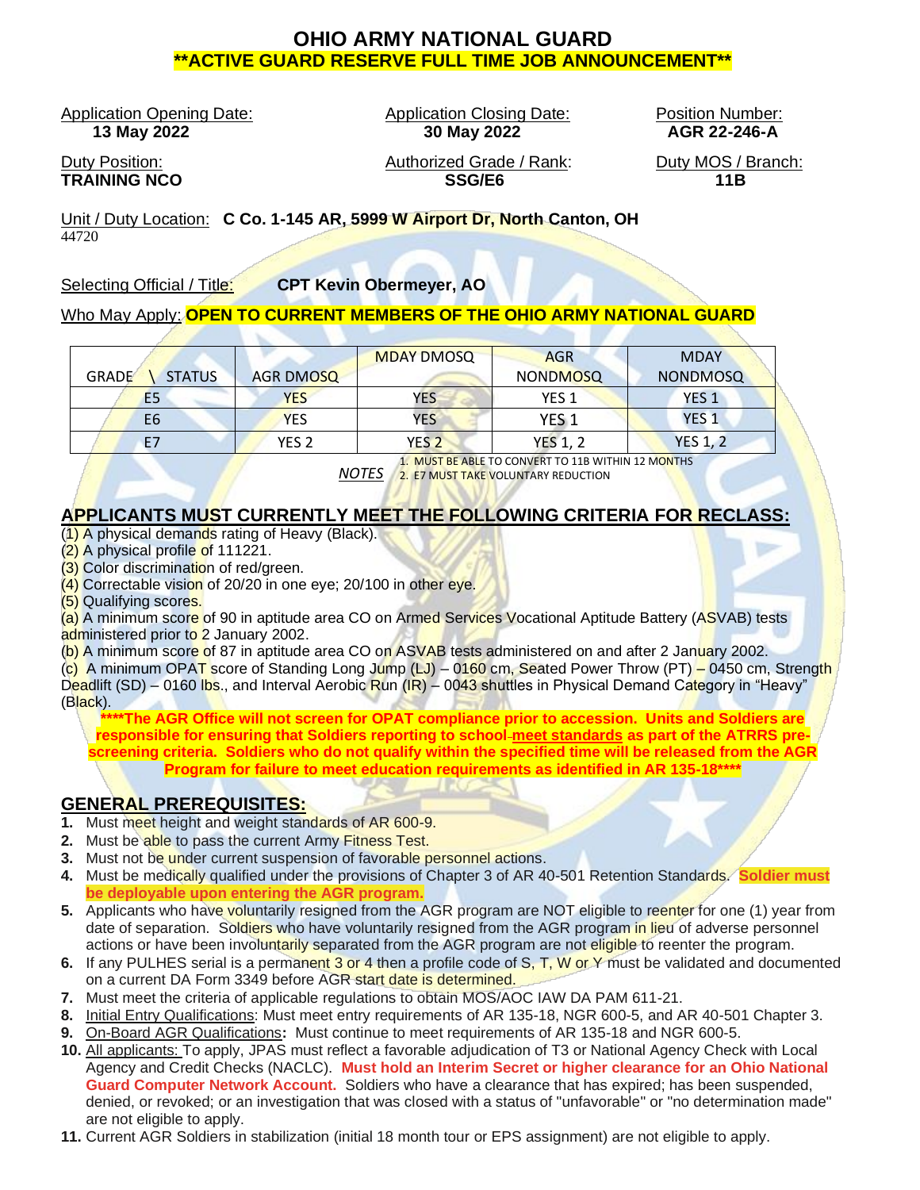# OHIO ARMY NATIONAL GUARD

## **ACTIVE GUARD RESERVE FULL TIME JOB ANNOUNCEMENT**

Application Opening Date: **13 May 2022**

Application Closing Date: **30 May 2022**

Position Number: **AGR 22-246-A**

Duty Position: **TRAINING NCO**

Authorized Grade / Rank: **SSG/E6**

Duty MOS / Branch: **11B**

Unit / Duty Location: **C Co. 1-145 AR, 5999 W Airport Dr, North Canton, OH** 44720

Selecting Official / Title: **CPT Kevin Obermeyer, AO**

Who May Apply: **OPEN TO CURRENT MEMBERS OF THE OHIO ARMY NATIONAL GUARD**

| GRADE \ STATUS | AGR DMOSQ | MDAY DMOSQ | AGR NONDMOSQ | MDAY NONDMOSQ |
|---|---|---|---|---|
| E5 | YES | YES | YES 1 | YES 1 |
| E6 | YES | YES | YES 1 | YES 1 |
| E7 | YES 2 | YES 2 | YES 1, 2 | YES 1, 2 |

*NOTES*
1. MUST BE ABLE TO CONVERT TO 11B WITHIN 12 MONTHS
2. E7 MUST TAKE VOLUNTARY REDUCTION

## APPLICANTS MUST CURRENTLY MEET THE FOLLOWING CRITERIA FOR RECLASS:

(1) A physical demands rating of Heavy (Black).
(2) A physical profile of 111221.
(3) Color discrimination of red/green.
(4) Correctable vision of 20/20 in one eye; 20/100 in other eye.
(5) Qualifying scores.
(a) A minimum score of 90 in aptitude area CO on Armed Services Vocational Aptitude Battery (ASVAB) tests administered prior to 2 January 2002.
(b) A minimum score of 87 in aptitude area CO on ASVAB tests administered on and after 2 January 2002.
(c) A minimum OPAT score of Standing Long Jump (LJ) – 0160 cm, Seated Power Throw (PT) – 0450 cm, Strength Deadlift (SD) – 0160 lbs., and Interval Aerobic Run (IR) – 0043 shuttles in Physical Demand Category in "Heavy" (Black).

**\*\*\*\*The AGR Office will not screen for OPAT compliance prior to accession. Units and Soldiers are responsible for ensuring that Soldiers reporting to school meet standards as part of the ATRRS pre-screening criteria. Soldiers who do not qualify within the specified time will be released from the AGR Program for failure to meet education requirements as identified in AR 135-18\*\*\*\***

## GENERAL PREREQUISITES:

1. Must meet height and weight standards of AR 600-9.
2. Must be able to pass the current Army Fitness Test.
3. Must not be under current suspension of favorable personnel actions.
4. Must be medically qualified under the provisions of Chapter 3 of AR 40-501 Retention Standards. **Soldier must be deployable upon entering the AGR program.**
5. Applicants who have voluntarily resigned from the AGR program are NOT eligible to reenter for one (1) year from date of separation. Soldiers who have voluntarily resigned from the AGR program in lieu of adverse personnel actions or have been involuntarily separated from the AGR program are not eligible to reenter the program.
6. If any PULHES serial is a permanent 3 or 4 then a profile code of S, T, W or Y must be validated and documented on a current DA Form 3349 before AGR start date is determined.
7. Must meet the criteria of applicable regulations to obtain MOS/AOC IAW DA PAM 611-21.
8. Initial Entry Qualifications: Must meet entry requirements of AR 135-18, NGR 600-5, and AR 40-501 Chapter 3.
9. On-Board AGR Qualifications**:** Must continue to meet requirements of AR 135-18 and NGR 600-5.
10. All applicants: To apply, JPAS must reflect a favorable adjudication of T3 or National Agency Check with Local Agency and Credit Checks (NACLC). **Must hold an Interim Secret or higher clearance for an Ohio National Guard Computer Network Account.** Soldiers who have a clearance that has expired; has been suspended, denied, or revoked; or an investigation that was closed with a status of "unfavorable" or "no determination made" are not eligible to apply.
11. Current AGR Soldiers in stabilization (initial 18 month tour or EPS assignment) are not eligible to apply.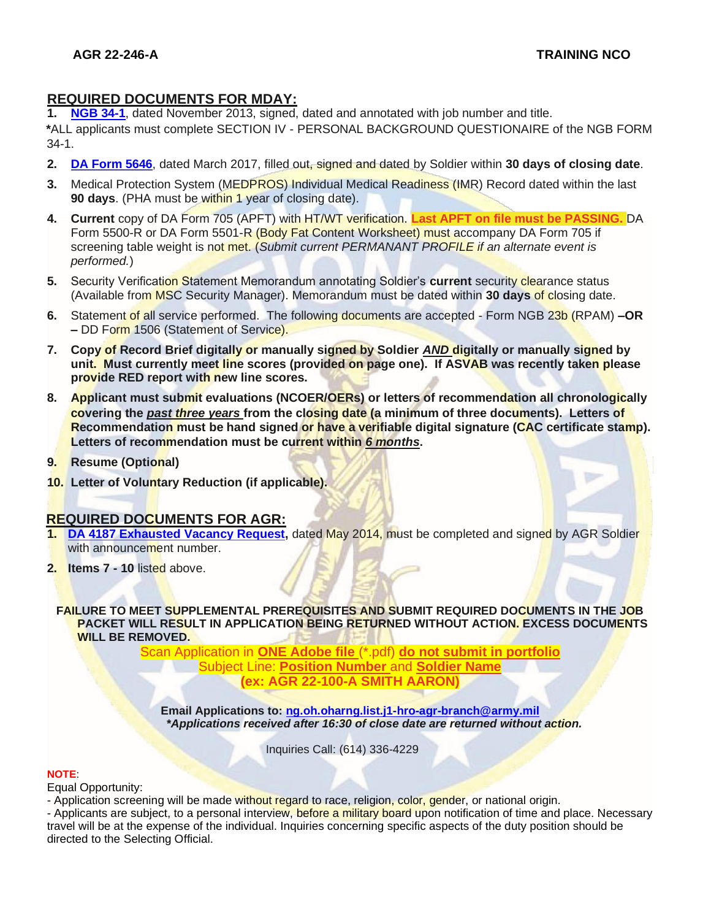**AGR 22-246-A** **TRAINING NCO**

## REQUIRED DOCUMENTS FOR MDAY:

1. **NGB 34-1**, dated November 2013, signed, dated and annotated with job number and title.

**\***ALL applicants must complete SECTION IV - PERSONAL BACKGROUND QUESTIONAIRE of the NGB FORM 34-1.

2. **DA Form 5646**, dated March 2017, filled out, signed and dated by Soldier within **30 days of closing date**.
3. Medical Protection System (MEDPROS) Individual Medical Readiness (IMR) Record dated within the last **90 days**. (PHA must be within 1 year of closing date).
4. **Current** copy of DA Form 705 (APFT) with HT/WT verification. **Last APFT on file must be PASSING.** DA Form 5500-R or DA Form 5501-R (Body Fat Content Worksheet) must accompany DA Form 705 if screening table weight is not met. (*Submit current PERMANANT PROFILE if an alternate event is performed.*)
5. Security Verification Statement Memorandum annotating Soldier's **current** security clearance status (Available from MSC Security Manager). Memorandum must be dated within **30 days** of closing date.
6. Statement of all service performed. The following documents are accepted - Form NGB 23b (RPAM) **–OR –** DD Form 1506 (Statement of Service).
7. **Copy of Record Brief digitally or manually signed by Soldier *AND* digitally or manually signed by unit. Must currently meet line scores (provided on page one). If ASVAB was recently taken please provide RED report with new line scores.**
8. **Applicant must submit evaluations (NCOER/OERs) or letters of recommendation all chronologically covering the *past three years* from the closing date (a minimum of three documents). Letters of Recommendation must be hand signed or have a verifiable digital signature (CAC certificate stamp). Letters of recommendation must be current within *6 months*.**
9. **Resume (Optional)**
10. **Letter of Voluntary Reduction (if applicable).**

## REQUIRED DOCUMENTS FOR AGR:

1. **DA 4187 Exhausted Vacancy Request,** dated May 2014, must be completed and signed by AGR Soldier with announcement number.
2. **Items 7 - 10** listed above.

**FAILURE TO MEET SUPPLEMENTAL PREREQUISITES AND SUBMIT REQUIRED DOCUMENTS IN THE JOB PACKET WILL RESULT IN APPLICATION BEING RETURNED WITHOUT ACTION. EXCESS DOCUMENTS WILL BE REMOVED.**

Scan Application in **ONE Adobe file** (*.pdf) **do not submit in portfolio**

Subject Line: **Position Number** and **Soldier Name**

**(ex: AGR 22-100-A SMITH AARON)**

**Email Applications to: ng.oh.oharng.list.j1-hro-agr-branch@army.mil**

***\*Applications received after 16:30 of close date are returned without action.***

Inquiries Call: (614) 336-4229

**NOTE**:

Equal Opportunity:

- Application screening will be made without regard to race, religion, color, gender, or national origin.
- Applicants are subject, to a personal interview, before a military board upon notification of time and place. Necessary travel will be at the expense of the individual. Inquiries concerning specific aspects of the duty position should be directed to the Selecting Official.